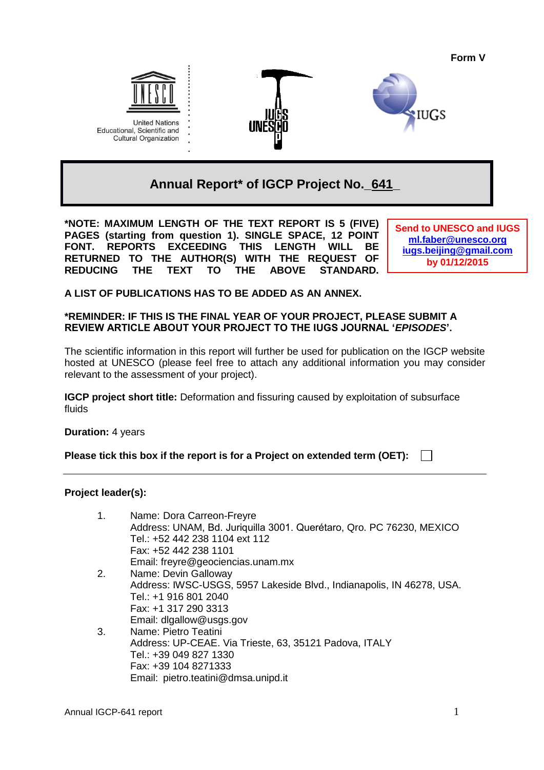**Form V**

United Nations
Educational, Scientific and
Cultural Organization

IUGS

# Annual Report* of IGCP Project No. 641

**\*NOTE: MAXIMUM LENGTH OF THE TEXT REPORT IS 5 (FIVE) PAGES (starting from question 1). SINGLE SPACE, 12 POINT FONT. REPORTS EXCEEDING THIS LENGTH WILL BE RETURNED TO THE AUTHOR(S) WITH THE REQUEST OF REDUCING THE TEXT TO THE ABOVE STANDARD.**

**Send to UNESCO and IUGS**
**ml.faber@unesco.org**
**iugs.beijing@gmail.com**
**by 01/12/2015**

**A LIST OF PUBLICATIONS HAS TO BE ADDED AS AN ANNEX.**

**\*REMINDER: IF THIS IS THE FINAL YEAR OF YOUR PROJECT, PLEASE SUBMIT A REVIEW ARTICLE ABOUT YOUR PROJECT TO THE IUGS JOURNAL '*EPISODES*'.**

The scientific information in this report will further be used for publication on the IGCP website hosted at UNESCO (please feel free to attach any additional information you may consider relevant to the assessment of your project).

**IGCP project short title:** Deformation and fissuring caused by exploitation of subsurface fluids

**Duration:** 4 years

**Please tick this box if the report is for a Project on extended term (OET):** ☐

---

**Project leader(s):**

1. Name: Dora Carreon-Freyre
   Address: UNAM, Bd. Juriquilla 3001. Querétaro, Qro. PC 76230, MEXICO
   Tel.: +52 442 238 1104 ext 112
   Fax: +52 442 238 1101
   Email: freyre@geociencias.unam.mx
2. Name: Devin Galloway
   Address: IWSC-USGS, 5957 Lakeside Blvd., Indianapolis, IN 46278, USA.
   Tel.: +1 916 801 2040
   Fax: +1 317 290 3313
   Email: dlgallow@usgs.gov
3. Name: Pietro Teatini
   Address: UP-CEAE. Via Trieste, 63, 35121 Padova, ITALY
   Tel.: +39 049 827 1330
   Fax: +39 104 8271333
   Email: pietro.teatini@dmsa.unipd.it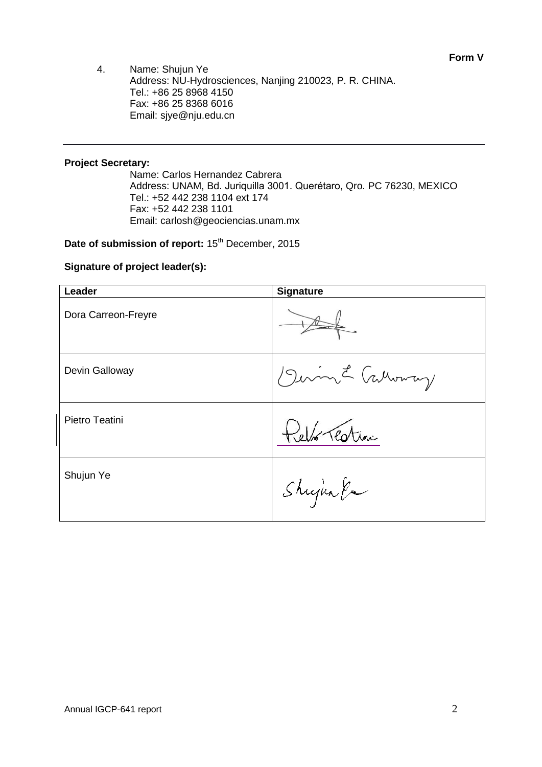**Form V**

4. Name: Shujun Ye
   Address: NU-Hydrosciences, Nanjing 210023, P. R. CHINA.
   Tel.: +86 25 8968 4150
   Fax: +86 25 8368 6016
   Email: sjye@nju.edu.cn

---

**Project Secretary:**

Name: Carlos Hernandez Cabrera
Address: UNAM, Bd. Juriquilla 3001. Querétaro, Qro. PC 76230, MEXICO
Tel.: +52 442 238 1104 ext 174
Fax: +52 442 238 1101
Email: carlosh@geociencias.unam.mx

**Date of submission of report:** 15th December, 2015

**Signature of project leader(s):**

| Leader | Signature |
| --- | --- |
| Dora Carreon-Freyre | |
| Devin Galloway | |
| Pietro Teatini | |
| Shujun Ye | |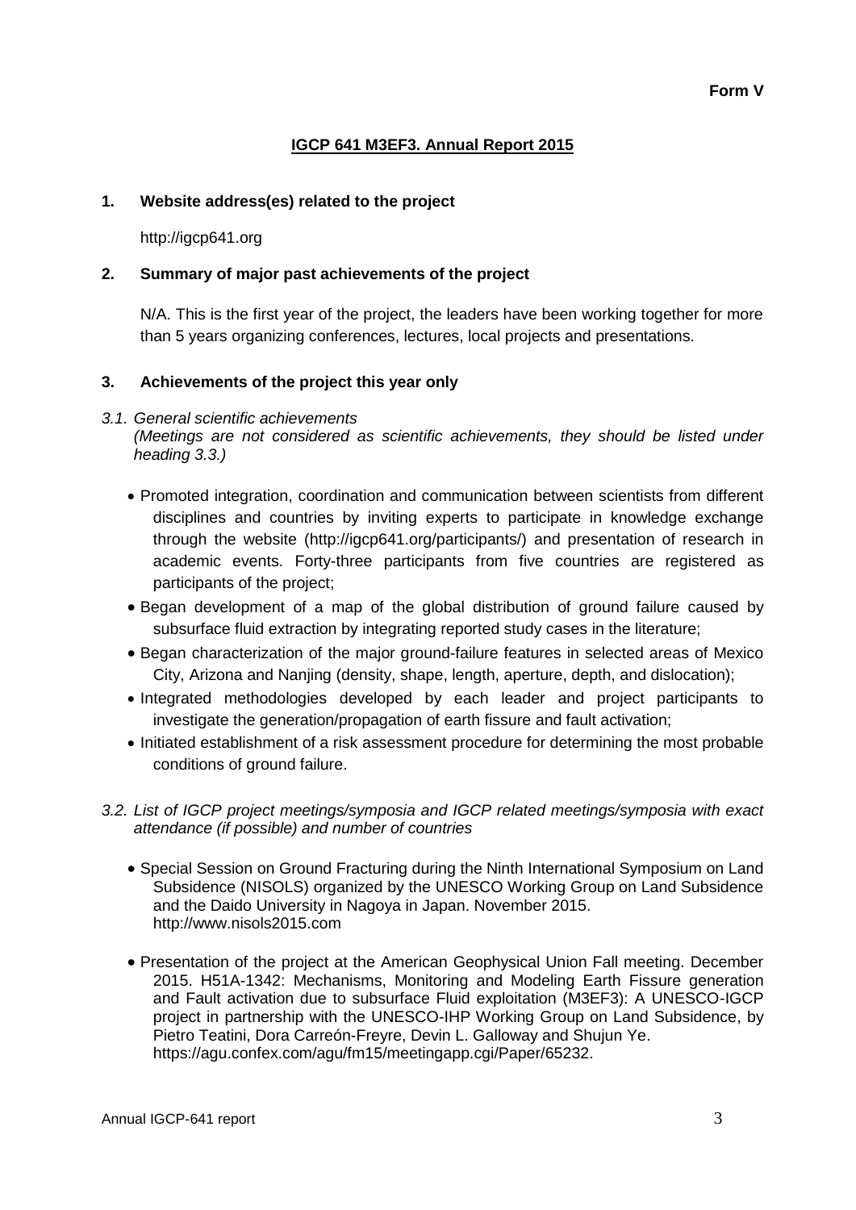**Form V**

# IGCP 641 M3EF3. Annual Report 2015

## 1. Website address(es) related to the project

http://igcp641.org

## 2. Summary of major past achievements of the project

N/A. This is the first year of the project, the leaders have been working together for more than 5 years organizing conferences, lectures, local projects and presentations.

## 3. Achievements of the project this year only

### *3.1. General scientific achievements*

*(Meetings are not considered as scientific achievements, they should be listed under heading 3.3.)*

- Promoted integration, coordination and communication between scientists from different disciplines and countries by inviting experts to participate in knowledge exchange through the website (http://igcp641.org/participants/) and presentation of research in academic events. Forty-three participants from five countries are registered as participants of the project;
- Began development of a map of the global distribution of ground failure caused by subsurface fluid extraction by integrating reported study cases in the literature;
- Began characterization of the major ground-failure features in selected areas of Mexico City, Arizona and Nanjing (density, shape, length, aperture, depth, and dislocation);
- Integrated methodologies developed by each leader and project participants to investigate the generation/propagation of earth fissure and fault activation;
- Initiated establishment of a risk assessment procedure for determining the most probable conditions of ground failure.

### *3.2. List of IGCP project meetings/symposia and IGCP related meetings/symposia with exact attendance (if possible) and number of countries*

- Special Session on Ground Fracturing during the Ninth International Symposium on Land Subsidence (NISOLS) organized by the UNESCO Working Group on Land Subsidence and the Daido University in Nagoya in Japan. November 2015. http://www.nisols2015.com
- Presentation of the project at the American Geophysical Union Fall meeting. December 2015. H51A-1342: Mechanisms, Monitoring and Modeling Earth Fissure generation and Fault activation due to subsurface Fluid exploitation (M3EF3): A UNESCO-IGCP project in partnership with the UNESCO-IHP Working Group on Land Subsidence, by Pietro Teatini, Dora Carreón-Freyre, Devin L. Galloway and Shujun Ye. https://agu.confex.com/agu/fm15/meetingapp.cgi/Paper/65232.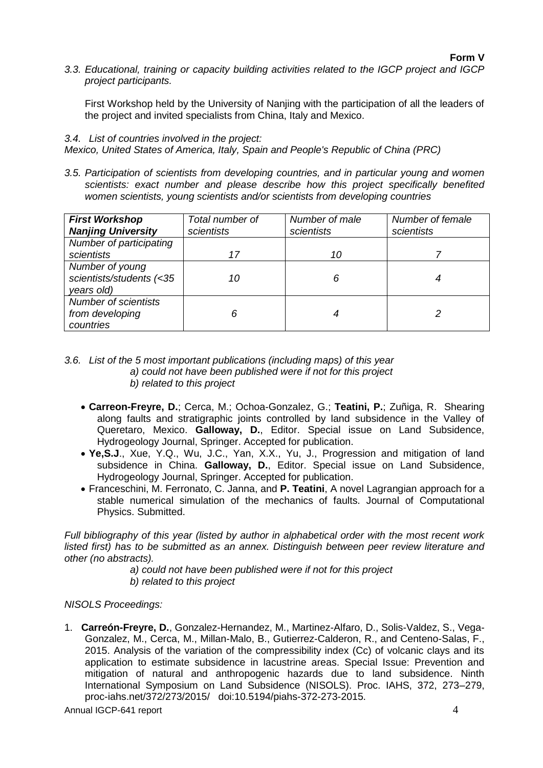**Form V**

*3.3. Educational, training or capacity building activities related to the IGCP project and IGCP project participants.*

First Workshop held by the University of Nanjing with the participation of all the leaders of the project and invited specialists from China, Italy and Mexico.

*3.4. List of countries involved in the project:*
*Mexico, United States of America, Italy, Spain and People's Republic of China (PRC)*

*3.5. Participation of scientists from developing countries, and in particular young and women scientists: exact number and please describe how this project specifically benefited women scientists, young scientists and/or scientists from developing countries*

| ***First Workshop Nanjing University*** | *Total number of scientists* | *Number of male scientists* | *Number of female scientists* |
|---|---|---|---|
| *Number of participating scientists* | *17* | *10* | *7* |
| *Number of young scientists/students (<35 years old)* | *10* | *6* | *4* |
| *Number of scientists from developing countries* | *6* | *4* | *2* |

*3.6. List of the 5 most important publications (including maps) of this year*
*a) could not have been published were if not for this project*
*b) related to this project*

- **Carreon-Freyre, D.**; Cerca, M.; Ochoa-Gonzalez, G.; **Teatini, P.**; Zuñiga, R. Shearing along faults and stratigraphic joints controlled by land subsidence in the Valley of Queretaro, Mexico. **Galloway, D.**, Editor. Special issue on Land Subsidence, Hydrogeology Journal, Springer. Accepted for publication.
- **Ye,S.J**., Xue, Y.Q., Wu, J.C., Yan, X.X., Yu, J., Progression and mitigation of land subsidence in China. **Galloway, D.**, Editor. Special issue on Land Subsidence, Hydrogeology Journal, Springer. Accepted for publication.
- Franceschini, M. Ferronato, C. Janna, and **P. Teatini**, A novel Lagrangian approach for a stable numerical simulation of the mechanics of faults. Journal of Computational Physics. Submitted.

*Full bibliography of this year (listed by author in alphabetical order with the most recent work listed first) has to be submitted as an annex. Distinguish between peer review literature and other (no abstracts).*
*a) could not have been published were if not for this project*
*b) related to this project*

*NISOLS Proceedings:*

1. **Carreón-Freyre, D.**, Gonzalez-Hernandez, M., Martinez-Alfaro, D., Solis-Valdez, S., Vega-Gonzalez, M., Cerca, M., Millan-Malo, B., Gutierrez-Calderon, R., and Centeno-Salas, F., 2015. Analysis of the variation of the compressibility index (Cc) of volcanic clays and its application to estimate subsidence in lacustrine areas. Special Issue: Prevention and mitigation of natural and anthropogenic hazards due to land subsidence. Ninth International Symposium on Land Subsidence (NISOLS). Proc. IAHS, 372, 273–279, proc-iahs.net/372/273/2015/ doi:10.5194/piahs-372-273-2015.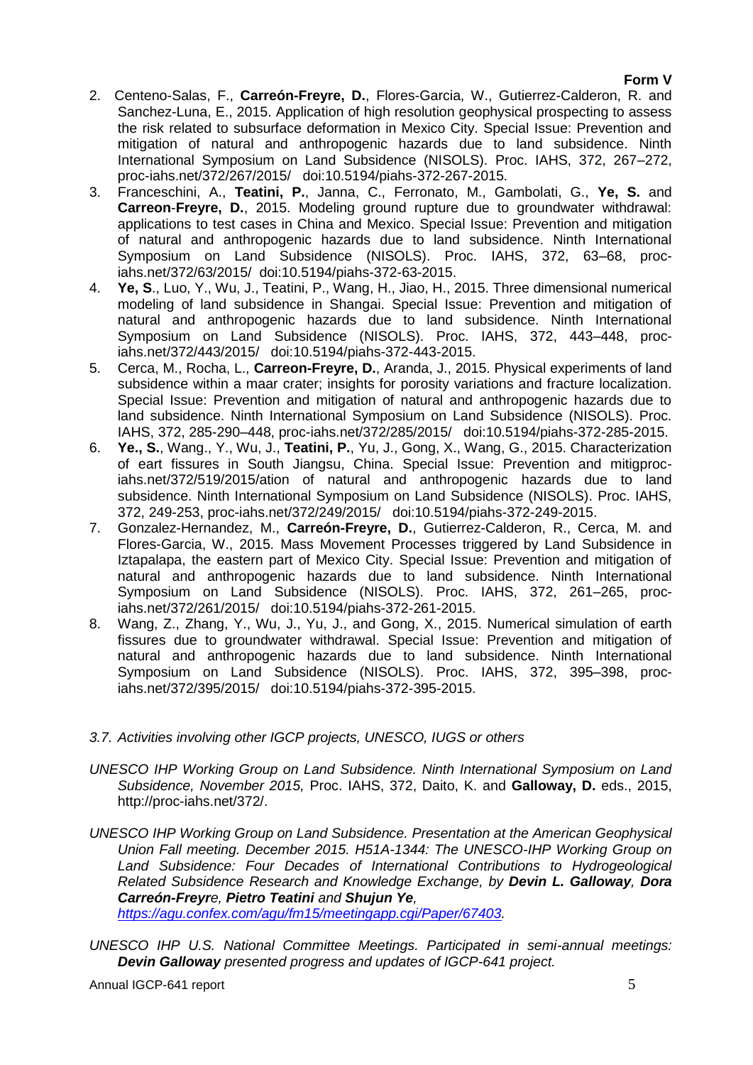**Form V**

2. Centeno-Salas, F., **Carreón-Freyre, D.**, Flores-Garcia, W., Gutierrez-Calderon, R. and Sanchez-Luna, E., 2015. Application of high resolution geophysical prospecting to assess the risk related to subsurface deformation in Mexico City. Special Issue: Prevention and mitigation of natural and anthropogenic hazards due to land subsidence. Ninth International Symposium on Land Subsidence (NISOLS). Proc. IAHS, 372, 267–272, proc-iahs.net/372/267/2015/ doi:10.5194/piahs-372-267-2015.
3. Franceschini, A., **Teatini, P.**, Janna, C., Ferronato, M., Gambolati, G., **Ye, S.** and **Carreon-Freyre, D.**, 2015. Modeling ground rupture due to groundwater withdrawal: applications to test cases in China and Mexico. Special Issue: Prevention and mitigation of natural and anthropogenic hazards due to land subsidence. Ninth International Symposium on Land Subsidence (NISOLS). Proc. IAHS, 372, 63–68, proc-iahs.net/372/63/2015/ doi:10.5194/piahs-372-63-2015.
4. **Ye, S**., Luo, Y., Wu, J., Teatini, P., Wang, H., Jiao, H., 2015. Three dimensional numerical modeling of land subsidence in Shangai. Special Issue: Prevention and mitigation of natural and anthropogenic hazards due to land subsidence. Ninth International Symposium on Land Subsidence (NISOLS). Proc. IAHS, 372, 443–448, proc-iahs.net/372/443/2015/ doi:10.5194/piahs-372-443-2015.
5. Cerca, M., Rocha, L., **Carreon-Freyre, D.**, Aranda, J., 2015. Physical experiments of land subsidence within a maar crater; insights for porosity variations and fracture localization. Special Issue: Prevention and mitigation of natural and anthropogenic hazards due to land subsidence. Ninth International Symposium on Land Subsidence (NISOLS). Proc. IAHS, 372, 285-290–448, proc-iahs.net/372/285/2015/ doi:10.5194/piahs-372-285-2015.
6. **Ye., S.**, Wang., Y., Wu, J., **Teatini, P.**, Yu, J., Gong, X., Wang, G., 2015. Characterization of eart fissures in South Jiangsu, China. Special Issue: Prevention and mitigproc-iahs.net/372/519/2015/ation of natural and anthropogenic hazards due to land subsidence. Ninth International Symposium on Land Subsidence (NISOLS). Proc. IAHS, 372, 249-253, proc-iahs.net/372/249/2015/ doi:10.5194/piahs-372-249-2015.
7. Gonzalez-Hernandez, M., **Carreón-Freyre, D.**, Gutierrez-Calderon, R., Cerca, M. and Flores-Garcia, W., 2015. Mass Movement Processes triggered by Land Subsidence in Iztapalapa, the eastern part of Mexico City. Special Issue: Prevention and mitigation of natural and anthropogenic hazards due to land subsidence. Ninth International Symposium on Land Subsidence (NISOLS). Proc. IAHS, 372, 261–265, proc-iahs.net/372/261/2015/ doi:10.5194/piahs-372-261-2015.
8. Wang, Z., Zhang, Y., Wu, J., Yu, J., and Gong, X., 2015. Numerical simulation of earth fissures due to groundwater withdrawal. Special Issue: Prevention and mitigation of natural and anthropogenic hazards due to land subsidence. Ninth International Symposium on Land Subsidence (NISOLS). Proc. IAHS, 372, 395–398, proc-iahs.net/372/395/2015/ doi:10.5194/piahs-372-395-2015.

*3.7. Activities involving other IGCP projects, UNESCO, IUGS or others*

*UNESCO IHP Working Group on Land Subsidence. Ninth International Symposium on Land Subsidence, November 2015,* Proc. IAHS, 372, Daito, K. and **Galloway, D.** eds., 2015, http://proc-iahs.net/372/.

*UNESCO IHP Working Group on Land Subsidence. Presentation at the American Geophysical Union Fall meeting. December 2015. H51A-1344: The UNESCO-IHP Working Group on Land Subsidence: Four Decades of International Contributions to Hydrogeological Related Subsidence Research and Knowledge Exchange, by* ***Devin L. Galloway****,* ***Dora Carreón-Freyre****,* ***Pietro Teatini*** *and* ***Shujun Ye****,* *https://agu.confex.com/agu/fm15/meetingapp.cgi/Paper/67403.*

*UNESCO IHP U.S. National Committee Meetings. Participated in semi-annual meetings:* ***Devin Galloway*** *presented progress and updates of IGCP-641 project.*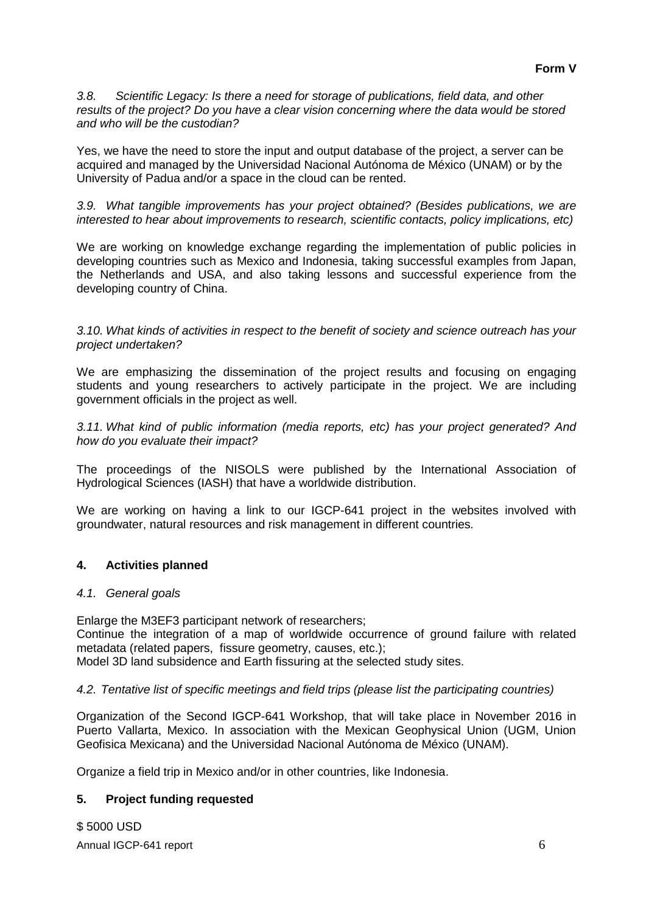**Form V**

*3.8. Scientific Legacy: Is there a need for storage of publications, field data, and other results of the project? Do you have a clear vision concerning where the data would be stored and who will be the custodian?*

Yes, we have the need to store the input and output database of the project, a server can be acquired and managed by the Universidad Nacional Autónoma de México (UNAM) or by the University of Padua and/or a space in the cloud can be rented.

*3.9. What tangible improvements has your project obtained? (Besides publications, we are interested to hear about improvements to research, scientific contacts, policy implications, etc)*

We are working on knowledge exchange regarding the implementation of public policies in developing countries such as Mexico and Indonesia, taking successful examples from Japan, the Netherlands and USA, and also taking lessons and successful experience from the developing country of China.

*3.10. What kinds of activities in respect to the benefit of society and science outreach has your project undertaken?*

We are emphasizing the dissemination of the project results and focusing on engaging students and young researchers to actively participate in the project. We are including government officials in the project as well.

*3.11. What kind of public information (media reports, etc) has your project generated? And how do you evaluate their impact?*

The proceedings of the NISOLS were published by the International Association of Hydrological Sciences (IASH) that have a worldwide distribution.

We are working on having a link to our IGCP-641 project in the websites involved with groundwater, natural resources and risk management in different countries.

## 4. Activities planned

*4.1. General goals*

Enlarge the M3EF3 participant network of researchers;
Continue the integration of a map of worldwide occurrence of ground failure with related metadata (related papers, fissure geometry, causes, etc.);
Model 3D land subsidence and Earth fissuring at the selected study sites.

*4.2. Tentative list of specific meetings and field trips (please list the participating countries)*

Organization of the Second IGCP-641 Workshop, that will take place in November 2016 in Puerto Vallarta, Mexico. In association with the Mexican Geophysical Union (UGM, Union Geofisica Mexicana) and the Universidad Nacional Autónoma de México (UNAM).

Organize a field trip in Mexico and/or in other countries, like Indonesia.

## 5. Project funding requested

$ 5000 USD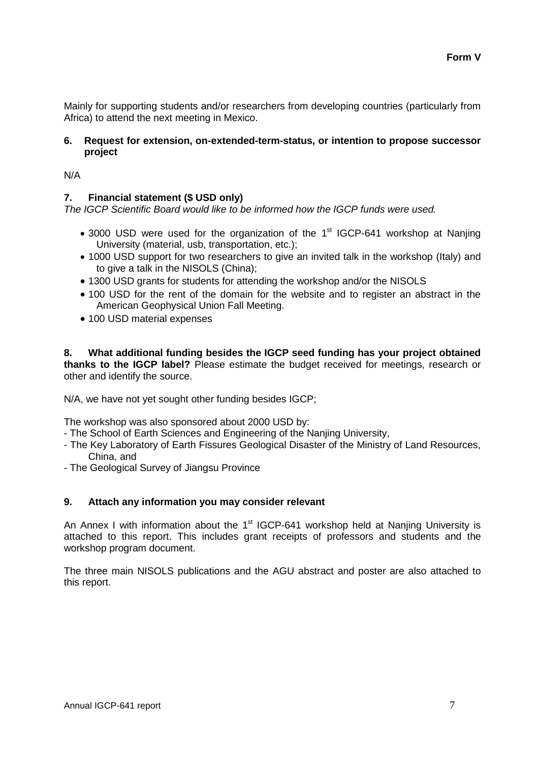Mainly for supporting students and/or researchers from developing countries (particularly from Africa) to attend the next meeting in Mexico.

**6. Request for extension, on-extended-term-status, or intention to propose successor project**

N/A

**7. Financial statement ($ USD only)**

*The IGCP Scientific Board would like to be informed how the IGCP funds were used.*

- 3000 USD were used for the organization of the 1st IGCP-641 workshop at Nanjing University (material, usb, transportation, etc.);
- 1000 USD support for two researchers to give an invited talk in the workshop (Italy) and to give a talk in the NISOLS (China);
- 1300 USD grants for students for attending the workshop and/or the NISOLS
- 100 USD for the rent of the domain for the website and to register an abstract in the American Geophysical Union Fall Meeting.
- 100 USD material expenses

**8. What additional funding besides the IGCP seed funding has your project obtained thanks to the IGCP label?** Please estimate the budget received for meetings, research or other and identify the source.

N/A, we have not yet sought other funding besides IGCP;

The workshop was also sponsored about 2000 USD by:

- The School of Earth Sciences and Engineering of the Nanjing University,
- The Key Laboratory of Earth Fissures Geological Disaster of the Ministry of Land Resources, China, and
- The Geological Survey of Jiangsu Province

**9. Attach any information you may consider relevant**

An Annex I with information about the 1st IGCP-641 workshop held at Nanjing University is attached to this report. This includes grant receipts of professors and students and the workshop program document.

The three main NISOLS publications and the AGU abstract and poster are also attached to this report.